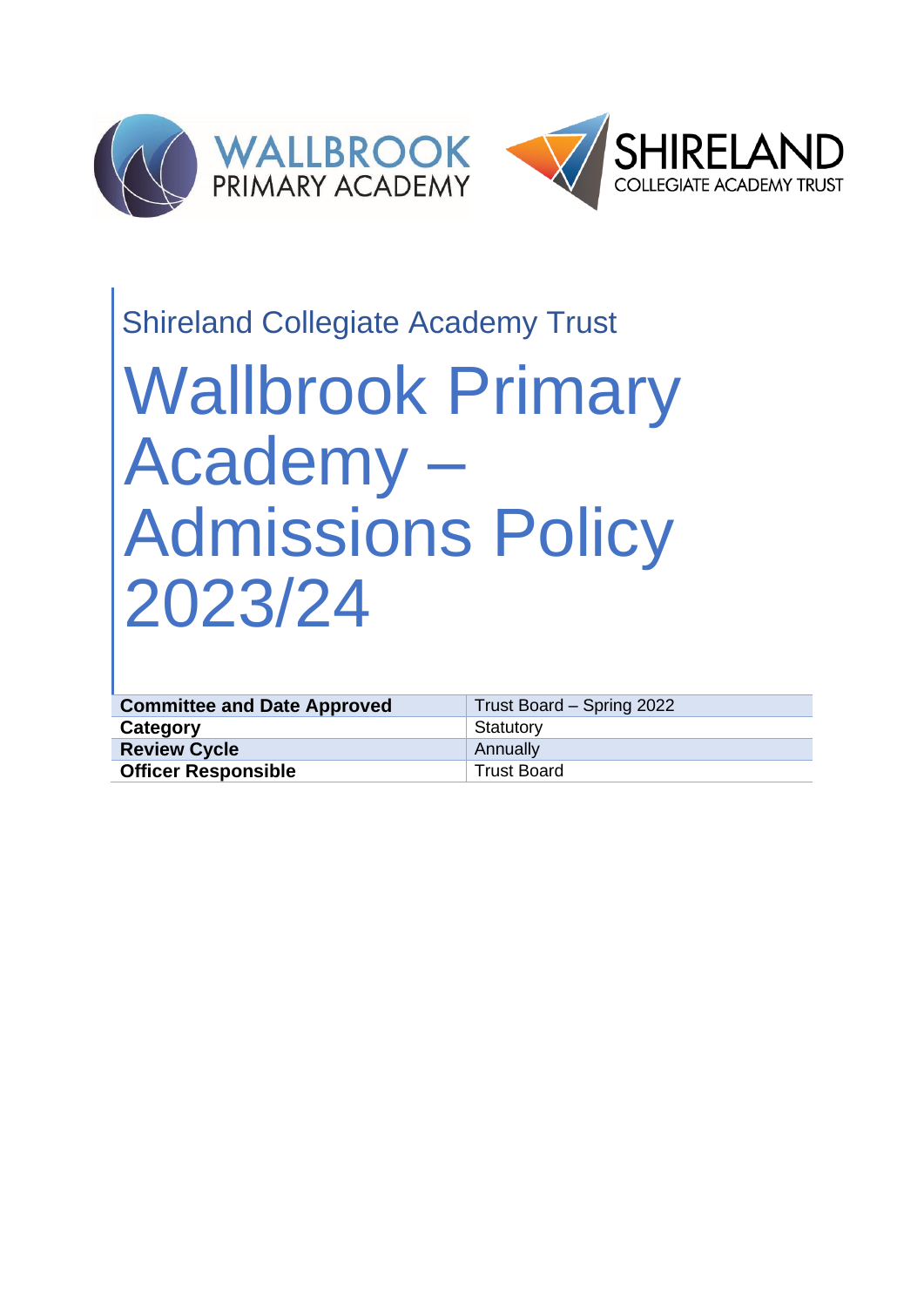Shireland Collegiate Academy Trust

# Wallbrook Primary Academy – Admissions Policy 2023/24

| **Committee and Date Approved** | Trust Board – Spring 2022 |
| --- | --- |
| **Category** | Statutory |
| **Review Cycle** | Annually |
| **Officer Responsible** | Trust Board |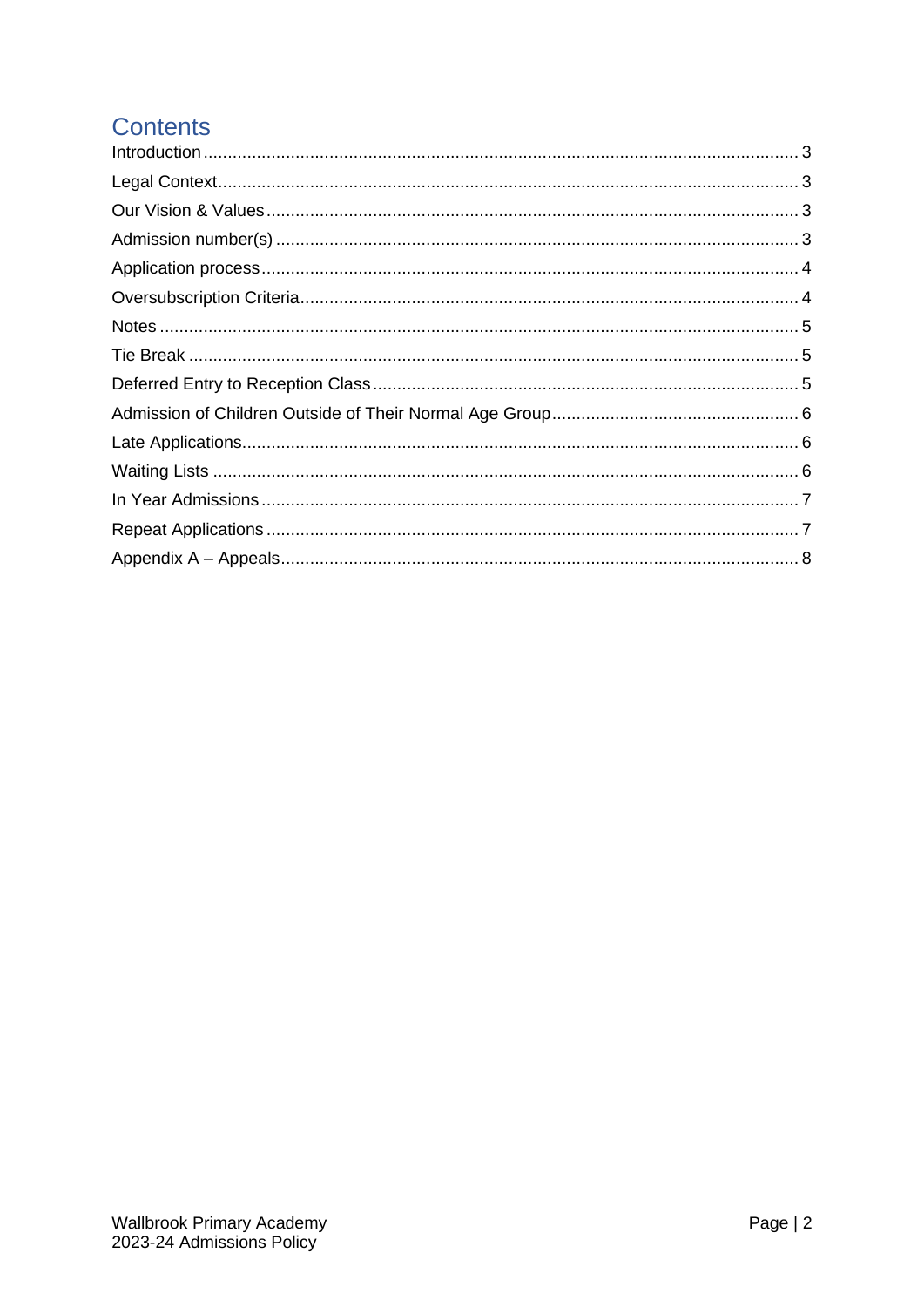# Contents

- Introduction ........ 3
- Legal Context ........ 3
- Our Vision & Values ........ 3
- Admission number(s) ........ 3
- Application process ........ 4
- Oversubscription Criteria ........ 4
- Notes ........ 5
- Tie Break ........ 5
- Deferred Entry to Reception Class ........ 5
- Admission of Children Outside of Their Normal Age Group ........ 6
- Late Applications ........ 6
- Waiting Lists ........ 6
- In Year Admissions ........ 7
- Repeat Applications ........ 7
- Appendix A – Appeals ........ 8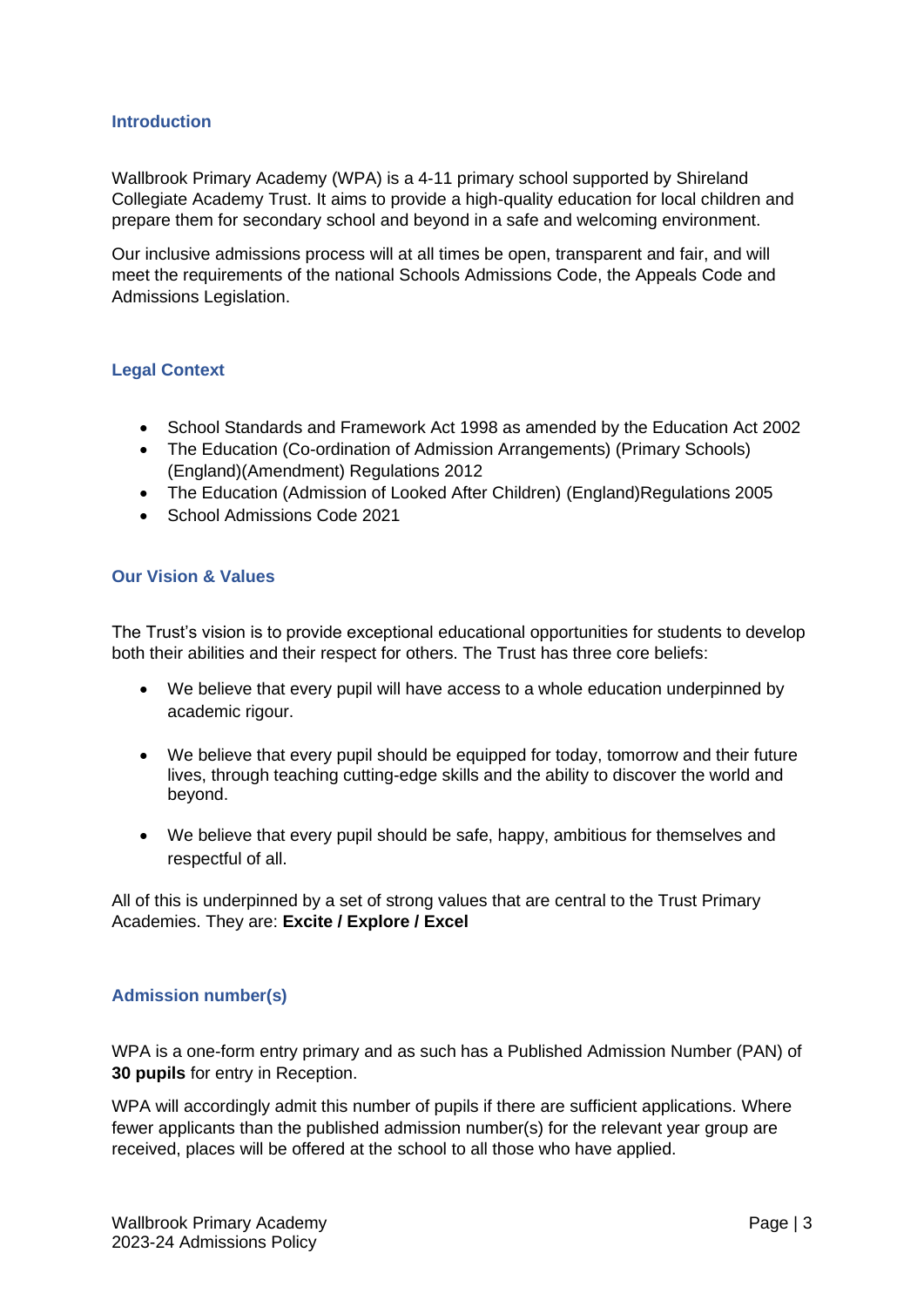## Introduction

Wallbrook Primary Academy (WPA) is a 4-11 primary school supported by Shireland Collegiate Academy Trust. It aims to provide a high-quality education for local children and prepare them for secondary school and beyond in a safe and welcoming environment.

Our inclusive admissions process will at all times be open, transparent and fair, and will meet the requirements of the national Schools Admissions Code, the Appeals Code and Admissions Legislation.

## Legal Context

- School Standards and Framework Act 1998 as amended by the Education Act 2002
- The Education (Co-ordination of Admission Arrangements) (Primary Schools) (England)(Amendment) Regulations 2012
- The Education (Admission of Looked After Children) (England)Regulations 2005
- School Admissions Code 2021

## Our Vision & Values

The Trust's vision is to provide exceptional educational opportunities for students to develop both their abilities and their respect for others. The Trust has three core beliefs:

- We believe that every pupil will have access to a whole education underpinned by academic rigour.
- We believe that every pupil should be equipped for today, tomorrow and their future lives, through teaching cutting-edge skills and the ability to discover the world and beyond.
- We believe that every pupil should be safe, happy, ambitious for themselves and respectful of all.

All of this is underpinned by a set of strong values that are central to the Trust Primary Academies. They are: **Excite / Explore / Excel**

## Admission number(s)

WPA is a one-form entry primary and as such has a Published Admission Number (PAN) of **30 pupils** for entry in Reception.

WPA will accordingly admit this number of pupils if there are sufficient applications. Where fewer applicants than the published admission number(s) for the relevant year group are received, places will be offered at the school to all those who have applied.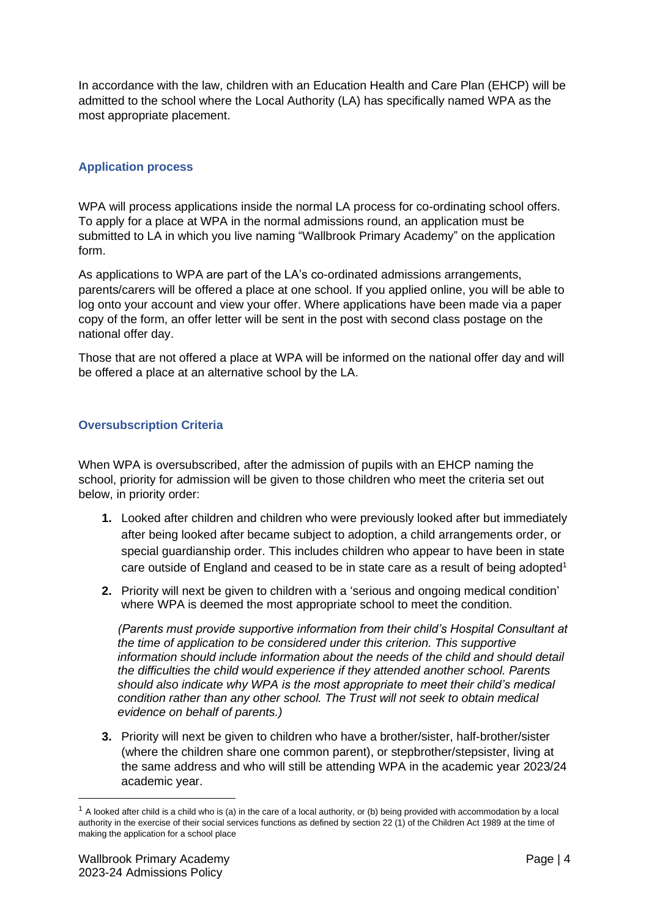In accordance with the law, children with an Education Health and Care Plan (EHCP) will be admitted to the school where the Local Authority (LA) has specifically named WPA as the most appropriate placement.

### Application process

WPA will process applications inside the normal LA process for co-ordinating school offers. To apply for a place at WPA in the normal admissions round, an application must be submitted to LA in which you live naming "Wallbrook Primary Academy" on the application form.

As applications to WPA are part of the LA's co-ordinated admissions arrangements, parents/carers will be offered a place at one school. If you applied online, you will be able to log onto your account and view your offer. Where applications have been made via a paper copy of the form, an offer letter will be sent in the post with second class postage on the national offer day.

Those that are not offered a place at WPA will be informed on the national offer day and will be offered a place at an alternative school by the LA.

### Oversubscription Criteria

When WPA is oversubscribed, after the admission of pupils with an EHCP naming the school, priority for admission will be given to those children who meet the criteria set out below, in priority order:

1. Looked after children and children who were previously looked after but immediately after being looked after became subject to adoption, a child arrangements order, or special guardianship order. This includes children who appear to have been in state care outside of England and ceased to be in state care as a result of being adopted[1]

2. Priority will next be given to children with a 'serious and ongoing medical condition' where WPA is deemed the most appropriate school to meet the condition.

   *(Parents must provide supportive information from their child's Hospital Consultant at the time of application to be considered under this criterion. This supportive information should include information about the needs of the child and should detail the difficulties the child would experience if they attended another school. Parents should also indicate why WPA is the most appropriate to meet their child's medical condition rather than any other school. The Trust will not seek to obtain medical evidence on behalf of parents.)*

3. Priority will next be given to children who have a brother/sister, half-brother/sister (where the children share one common parent), or stepbrother/stepsister, living at the same address and who will still be attending WPA in the academic year 2023/24 academic year.

[1] A looked after child is a child who is (a) in the care of a local authority, or (b) being provided with accommodation by a local authority in the exercise of their social services functions as defined by section 22 (1) of the Children Act 1989 at the time of making the application for a school place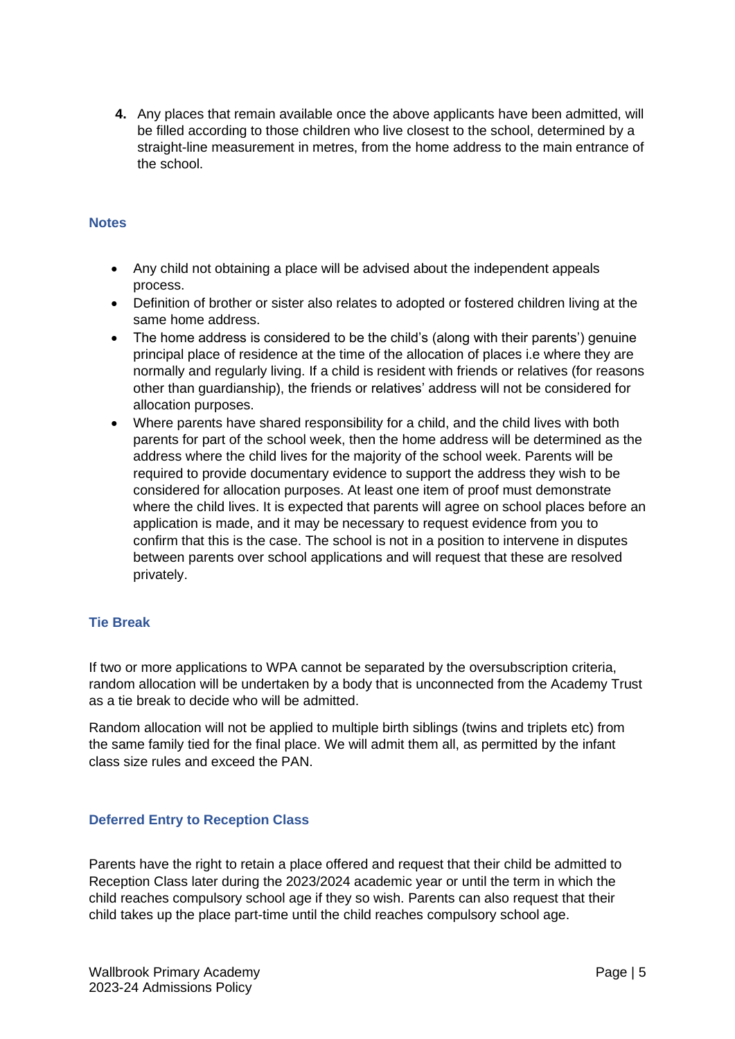4. Any places that remain available once the above applicants have been admitted, will be filled according to those children who live closest to the school, determined by a straight-line measurement in metres, from the home address to the main entrance of the school.

### Notes

- Any child not obtaining a place will be advised about the independent appeals process.
- Definition of brother or sister also relates to adopted or fostered children living at the same home address.
- The home address is considered to be the child's (along with their parents') genuine principal place of residence at the time of the allocation of places i.e where they are normally and regularly living. If a child is resident with friends or relatives (for reasons other than guardianship), the friends or relatives' address will not be considered for allocation purposes.
- Where parents have shared responsibility for a child, and the child lives with both parents for part of the school week, then the home address will be determined as the address where the child lives for the majority of the school week. Parents will be required to provide documentary evidence to support the address they wish to be considered for allocation purposes. At least one item of proof must demonstrate where the child lives. It is expected that parents will agree on school places before an application is made, and it may be necessary to request evidence from you to confirm that this is the case. The school is not in a position to intervene in disputes between parents over school applications and will request that these are resolved privately.

### Tie Break

If two or more applications to WPA cannot be separated by the oversubscription criteria, random allocation will be undertaken by a body that is unconnected from the Academy Trust as a tie break to decide who will be admitted.

Random allocation will not be applied to multiple birth siblings (twins and triplets etc) from the same family tied for the final place. We will admit them all, as permitted by the infant class size rules and exceed the PAN.

### Deferred Entry to Reception Class

Parents have the right to retain a place offered and request that their child be admitted to Reception Class later during the 2023/2024 academic year or until the term in which the child reaches compulsory school age if they so wish. Parents can also request that their child takes up the place part-time until the child reaches compulsory school age.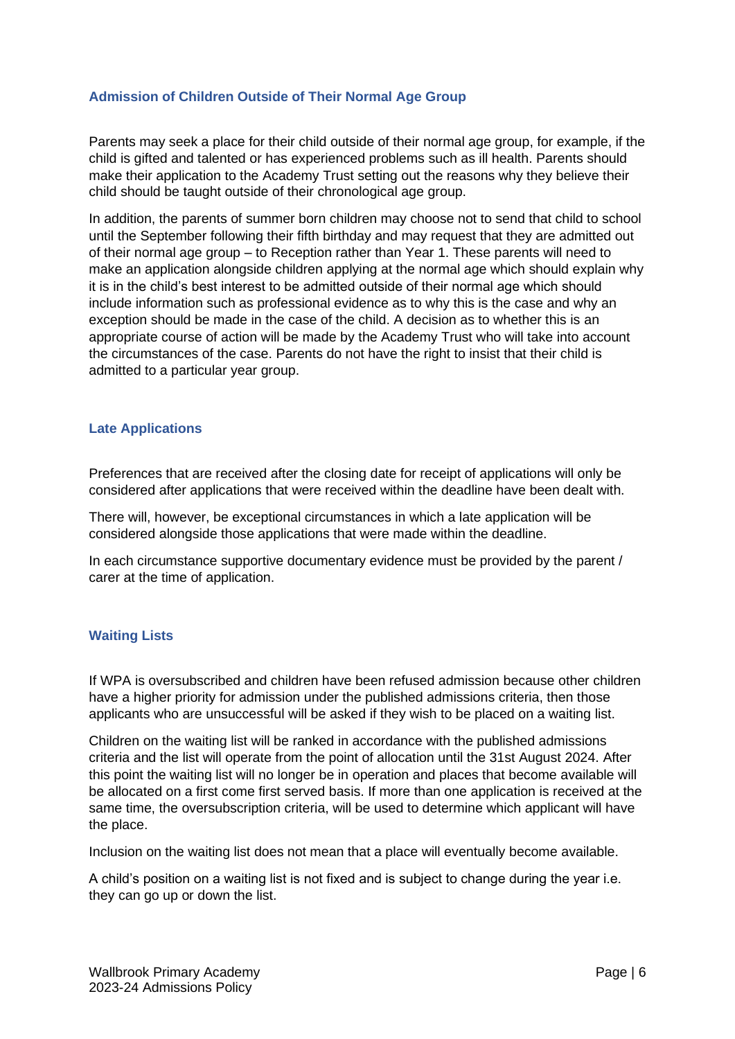### Admission of Children Outside of Their Normal Age Group

Parents may seek a place for their child outside of their normal age group, for example, if the child is gifted and talented or has experienced problems such as ill health. Parents should make their application to the Academy Trust setting out the reasons why they believe their child should be taught outside of their chronological age group.

In addition, the parents of summer born children may choose not to send that child to school until the September following their fifth birthday and may request that they are admitted out of their normal age group – to Reception rather than Year 1. These parents will need to make an application alongside children applying at the normal age which should explain why it is in the child's best interest to be admitted outside of their normal age which should include information such as professional evidence as to why this is the case and why an exception should be made in the case of the child. A decision as to whether this is an appropriate course of action will be made by the Academy Trust who will take into account the circumstances of the case. Parents do not have the right to insist that their child is admitted to a particular year group.

### Late Applications

Preferences that are received after the closing date for receipt of applications will only be considered after applications that were received within the deadline have been dealt with.

There will, however, be exceptional circumstances in which a late application will be considered alongside those applications that were made within the deadline.

In each circumstance supportive documentary evidence must be provided by the parent / carer at the time of application.

### Waiting Lists

If WPA is oversubscribed and children have been refused admission because other children have a higher priority for admission under the published admissions criteria, then those applicants who are unsuccessful will be asked if they wish to be placed on a waiting list.

Children on the waiting list will be ranked in accordance with the published admissions criteria and the list will operate from the point of allocation until the 31st August 2024. After this point the waiting list will no longer be in operation and places that become available will be allocated on a first come first served basis. If more than one application is received at the same time, the oversubscription criteria, will be used to determine which applicant will have the place.

Inclusion on the waiting list does not mean that a place will eventually become available.

A child's position on a waiting list is not fixed and is subject to change during the year i.e. they can go up or down the list.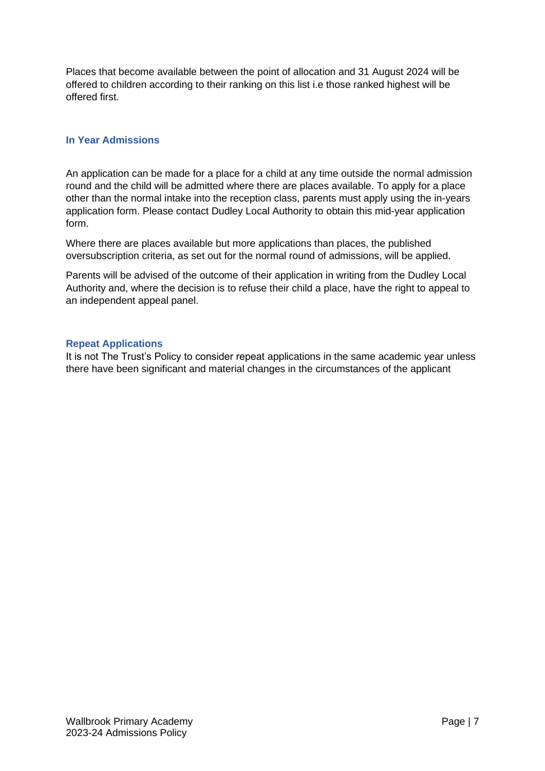Places that become available between the point of allocation and 31 August 2024 will be offered to children according to their ranking on this list i.e those ranked highest will be offered first.

### In Year Admissions

An application can be made for a place for a child at any time outside the normal admission round and the child will be admitted where there are places available. To apply for a place other than the normal intake into the reception class, parents must apply using the in-years application form. Please contact Dudley Local Authority to obtain this mid-year application form.

Where there are places available but more applications than places, the published oversubscription criteria, as set out for the normal round of admissions, will be applied.

Parents will be advised of the outcome of their application in writing from the Dudley Local Authority and, where the decision is to refuse their child a place, have the right to appeal to an independent appeal panel.

### Repeat Applications

It is not The Trust's Policy to consider repeat applications in the same academic year unless there have been significant and material changes in the circumstances of the applicant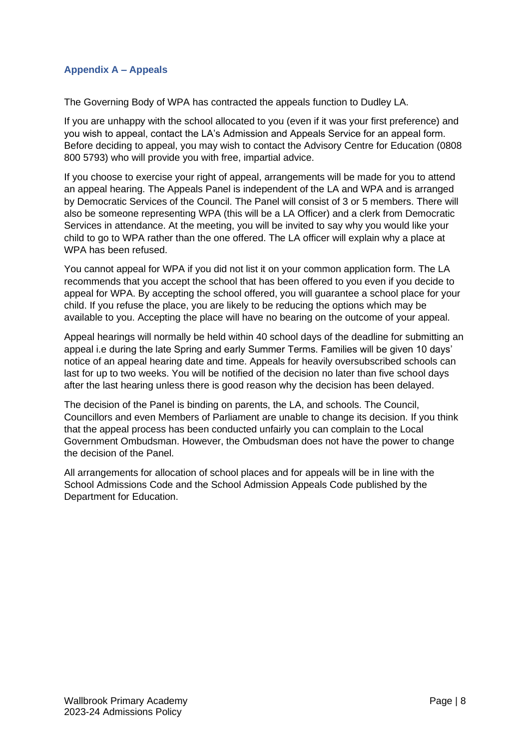## Appendix A – Appeals

The Governing Body of WPA has contracted the appeals function to Dudley LA.

If you are unhappy with the school allocated to you (even if it was your first preference) and you wish to appeal, contact the LA's Admission and Appeals Service for an appeal form. Before deciding to appeal, you may wish to contact the Advisory Centre for Education (0808 800 5793) who will provide you with free, impartial advice.

If you choose to exercise your right of appeal, arrangements will be made for you to attend an appeal hearing. The Appeals Panel is independent of the LA and WPA and is arranged by Democratic Services of the Council. The Panel will consist of 3 or 5 members. There will also be someone representing WPA (this will be a LA Officer) and a clerk from Democratic Services in attendance. At the meeting, you will be invited to say why you would like your child to go to WPA rather than the one offered. The LA officer will explain why a place at WPA has been refused.

You cannot appeal for WPA if you did not list it on your common application form. The LA recommends that you accept the school that has been offered to you even if you decide to appeal for WPA. By accepting the school offered, you will guarantee a school place for your child. If you refuse the place, you are likely to be reducing the options which may be available to you. Accepting the place will have no bearing on the outcome of your appeal.

Appeal hearings will normally be held within 40 school days of the deadline for submitting an appeal i.e during the late Spring and early Summer Terms. Families will be given 10 days' notice of an appeal hearing date and time. Appeals for heavily oversubscribed schools can last for up to two weeks. You will be notified of the decision no later than five school days after the last hearing unless there is good reason why the decision has been delayed.

The decision of the Panel is binding on parents, the LA, and schools. The Council, Councillors and even Members of Parliament are unable to change its decision. If you think that the appeal process has been conducted unfairly you can complain to the Local Government Ombudsman. However, the Ombudsman does not have the power to change the decision of the Panel.

All arrangements for allocation of school places and for appeals will be in line with the School Admissions Code and the School Admission Appeals Code published by the Department for Education.